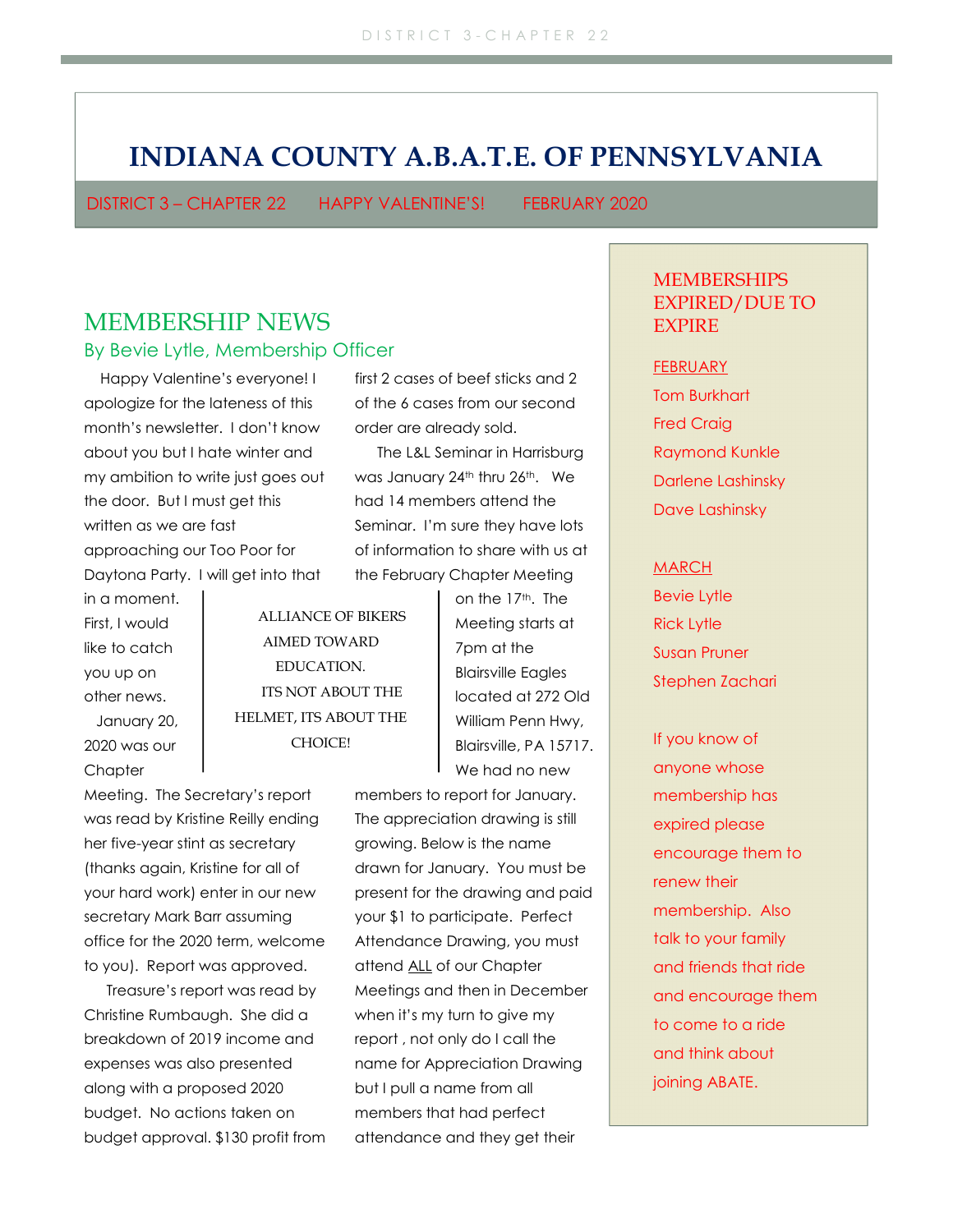# INDIANA COUNTY A.B.A.T.E. OF PENNSYLVANIA

DISTRICT 3 – CHAPTER 22 HAPPY VALENTINE'S! FEBRUARY 2020

## MEMBERSHIP NEWS

### By Bevie Lytle, Membership Officer

Happy Valentine's everyone! I apologize for the lateness of this month's newsletter. I don't know about you but I hate winter and my ambition to write just goes out the door. But I must get this written as we are fast approaching our Too Poor for Daytona Party. I will get into that in a moment. First, I would like to catch you up on other news.

January 20, 2020 was our Chapter Meeting. The Secretary's report was read by Kristine Reilly ending her five-year stint as secretary (thanks again, Kristine for all of your hard work) enter in our new secretary Mark Barr assuming office for the 2020 term, welcome to you). Report was approved.

Treasure's report was read by Christine Rumbaugh. She did a breakdown of 2019 income and expenses was also presented along with a proposed 2020 budget. No actions taken on budget approval. $130 profit from first 2 cases of beef sticks and 2 of the 6 cases from our second order are already sold.

The L&L Seminar in Harrisburg was January 24th thru 26th. We had 14 members attend the Seminar. I'm sure they have lots of information to share with us at the February Chapter Meeting on the 17th. The Meeting starts at 7pm at the Blairsville Eagles located at 272 Old William Penn Hwy, Blairsville, PA 15717. We had no new members to report for January. The appreciation drawing is still growing. Below is the name drawn for January. You must be present for the drawing and paid your $1 to participate. Perfect Attendance Drawing, you must attend ALL of our Chapter Meetings and then in December when it's my turn to give my report , not only do I call the name for Appreciation Drawing but I pull a name from all members that had perfect attendance and they get their

> ALLIANCE OF BIKERS AIMED TOWARD EDUCATION.
> ITS NOT ABOUT THE HELMET, ITS ABOUT THE CHOICE!

## MEMBERSHIPS EXPIRED/DUE TO EXPIRE

FEBRUARY

- Tom Burkhart
- Fred Craig
- Raymond Kunkle
- Darlene Lashinsky
- Dave Lashinsky

MARCH

- Bevie Lytle
- Rick Lytle
- Susan Pruner
- Stephen Zachari

If you know of anyone whose membership has expired please encourage them to renew their membership. Also talk to your family and friends that ride and encourage them to come to a ride and think about joining ABATE.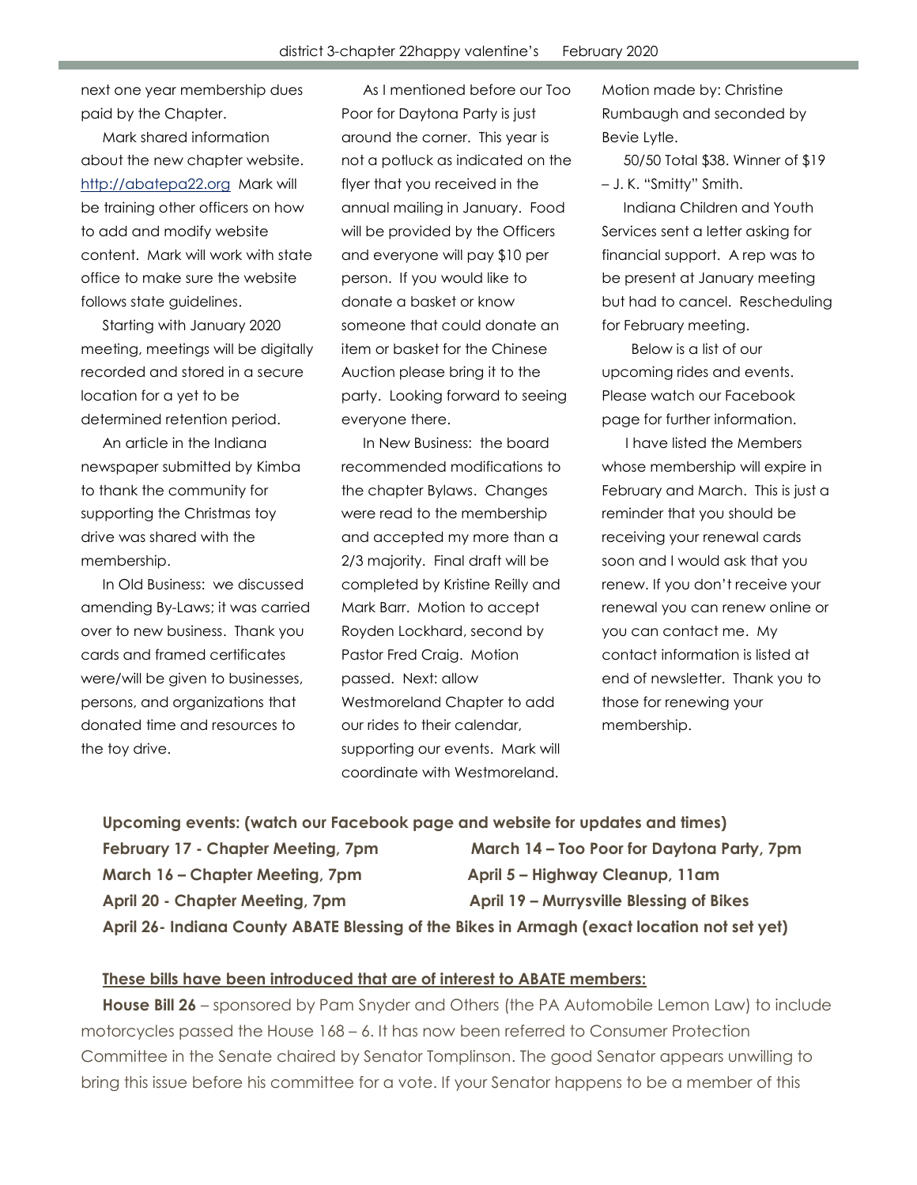next one year membership dues paid by the Chapter.

Mark shared information about the new chapter website. http://abatepa22.org Mark will be training other officers on how to add and modify website content. Mark will work with state office to make sure the website follows state guidelines.

Starting with January 2020 meeting, meetings will be digitally recorded and stored in a secure location for a yet to be determined retention period.

An article in the Indiana newspaper submitted by Kimba to thank the community for supporting the Christmas toy drive was shared with the membership.

In Old Business: we discussed amending By-Laws; it was carried over to new business. Thank you cards and framed certificates were/will be given to businesses, persons, and organizations that donated time and resources to the toy drive.

As I mentioned before our Too Poor for Daytona Party is just around the corner. This year is not a potluck as indicated on the flyer that you received in the annual mailing in January. Food will be provided by the Officers and everyone will pay $10 per person. If you would like to donate a basket or know someone that could donate an item or basket for the Chinese Auction please bring it to the party. Looking forward to seeing everyone there.

In New Business: the board recommended modifications to the chapter Bylaws. Changes were read to the membership and accepted my more than a 2/3 majority. Final draft will be completed by Kristine Reilly and Mark Barr. Motion to accept Royden Lockhard, second by Pastor Fred Craig. Motion passed. Next: allow Westmoreland Chapter to add our rides to their calendar, supporting our events. Mark will coordinate with Westmoreland. Motion made by: Christine Rumbaugh and seconded by Bevie Lytle.

50/50 Total $38. Winner of $19 – J. K. "Smitty" Smith.

Indiana Children and Youth Services sent a letter asking for financial support. A rep was to be present at January meeting but had to cancel. Rescheduling for February meeting.

Below is a list of our upcoming rides and events. Please watch our Facebook page for further information.

I have listed the Members whose membership will expire in February and March. This is just a reminder that you should be receiving your renewal cards soon and I would ask that you renew. If you don't receive your renewal you can renew online or you can contact me. My contact information is listed at end of newsletter. Thank you to those for renewing your membership.

**Upcoming events: (watch our Facebook page and website for updates and times)**

**February 17 - Chapter Meeting, 7pm**

**March 14 – Too Poor for Daytona Party, 7pm**

**March 16 – Chapter Meeting, 7pm**

**April 5 – Highway Cleanup, 11am**

**April 20 - Chapter Meeting, 7pm**

**April 19 – Murrysville Blessing of Bikes**

**April 26- Indiana County ABATE Blessing of the Bikes in Armagh (exact location not set yet)**

**These bills have been introduced that are of interest to ABATE members:**

**House Bill 26** – sponsored by Pam Snyder and Others (the PA Automobile Lemon Law) to include motorcycles passed the House 168 – 6. It has now been referred to Consumer Protection Committee in the Senate chaired by Senator Tomplinson. The good Senator appears unwilling to bring this issue before his committee for a vote. If your Senator happens to be a member of this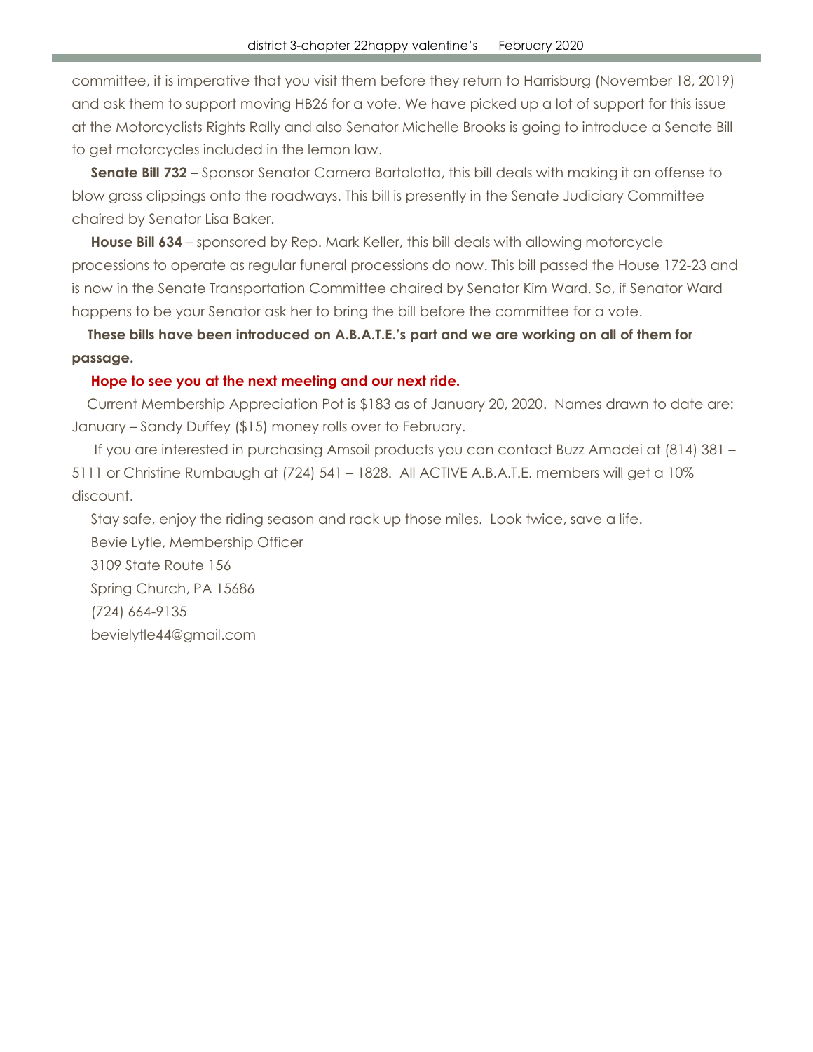committee, it is imperative that you visit them before they return to Harrisburg (November 18, 2019) and ask them to support moving HB26 for a vote. We have picked up a lot of support for this issue at the Motorcyclists Rights Rally and also Senator Michelle Brooks is going to introduce a Senate Bill to get motorcycles included in the lemon law.

**Senate Bill 732** – Sponsor Senator Camera Bartolotta, this bill deals with making it an offense to blow grass clippings onto the roadways. This bill is presently in the Senate Judiciary Committee chaired by Senator Lisa Baker.

**House Bill 634** – sponsored by Rep. Mark Keller, this bill deals with allowing motorcycle processions to operate as regular funeral processions do now. This bill passed the House 172-23 and is now in the Senate Transportation Committee chaired by Senator Kim Ward. So, if Senator Ward happens to be your Senator ask her to bring the bill before the committee for a vote.

**These bills have been introduced on A.B.A.T.E.'s part and we are working on all of them for passage.**

**Hope to see you at the next meeting and our next ride.**

Current Membership Appreciation Pot is $183 as of January 20, 2020. Names drawn to date are: January – Sandy Duffey ($15) money rolls over to February.

If you are interested in purchasing Amsoil products you can contact Buzz Amadei at (814) 381 – 5111 or Christine Rumbaugh at (724) 541 – 1828. All ACTIVE A.B.A.T.E. members will get a 10% discount.

Stay safe, enjoy the riding season and rack up those miles. Look twice, save a life.

Bevie Lytle, Membership Officer

3109 State Route 156

Spring Church, PA 15686

(724) 664-9135

bevielytle44@gmail.com